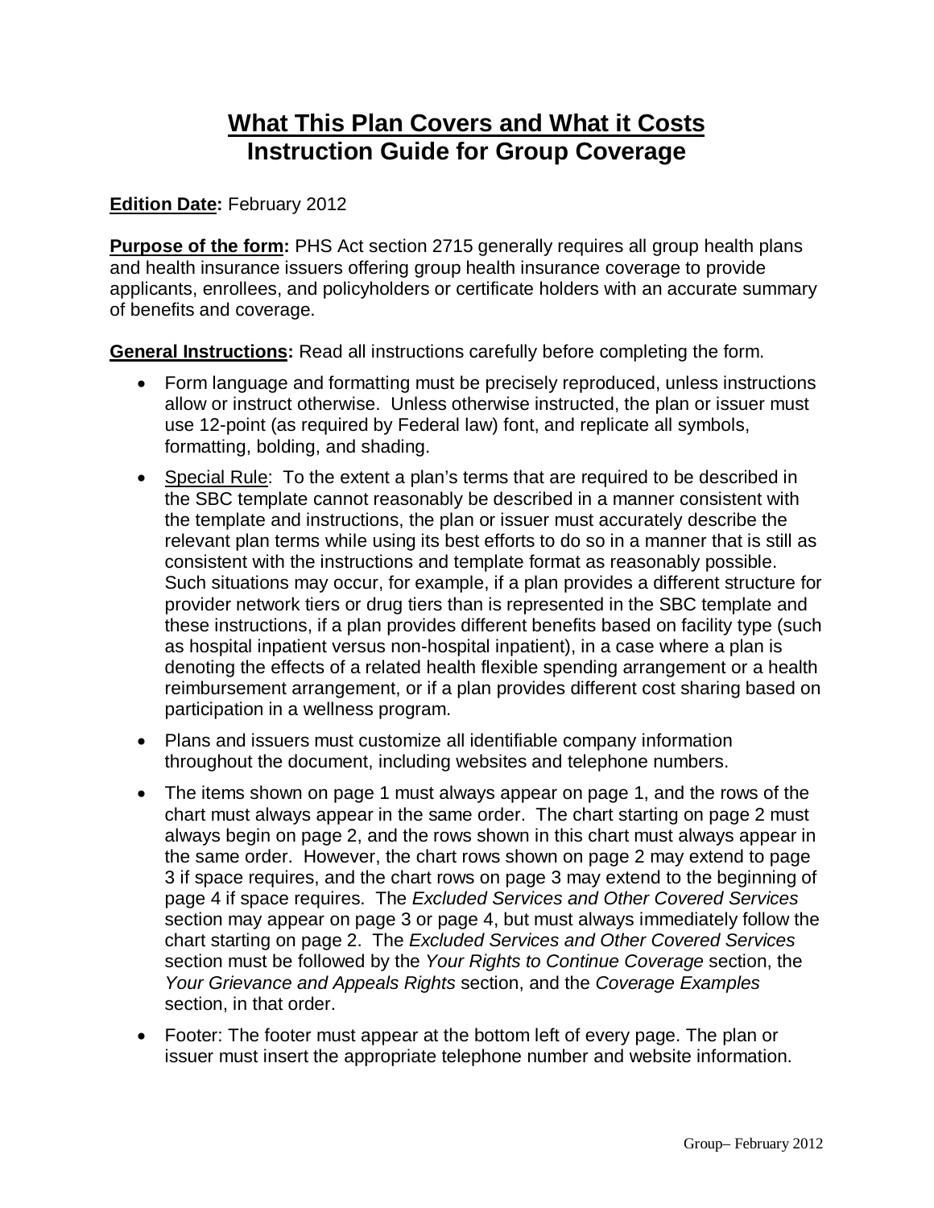# What This Plan Covers and What it Costs
## Instruction Guide for Group Coverage

**Edition Date:** February 2012

**Purpose of the form:** PHS Act section 2715 generally requires all group health plans and health insurance issuers offering group health insurance coverage to provide applicants, enrollees, and policyholders or certificate holders with an accurate summary of benefits and coverage.

**General Instructions:** Read all instructions carefully before completing the form.

- Form language and formatting must be precisely reproduced, unless instructions allow or instruct otherwise. Unless otherwise instructed, the plan or issuer must use 12-point (as required by Federal law) font, and replicate all symbols, formatting, bolding, and shading.
- Special Rule: To the extent a plan's terms that are required to be described in the SBC template cannot reasonably be described in a manner consistent with the template and instructions, the plan or issuer must accurately describe the relevant plan terms while using its best efforts to do so in a manner that is still as consistent with the instructions and template format as reasonably possible. Such situations may occur, for example, if a plan provides a different structure for provider network tiers or drug tiers than is represented in the SBC template and these instructions, if a plan provides different benefits based on facility type (such as hospital inpatient versus non-hospital inpatient), in a case where a plan is denoting the effects of a related health flexible spending arrangement or a health reimbursement arrangement, or if a plan provides different cost sharing based on participation in a wellness program.
- Plans and issuers must customize all identifiable company information throughout the document, including websites and telephone numbers.
- The items shown on page 1 must always appear on page 1, and the rows of the chart must always appear in the same order. The chart starting on page 2 must always begin on page 2, and the rows shown in this chart must always appear in the same order. However, the chart rows shown on page 2 may extend to page 3 if space requires, and the chart rows on page 3 may extend to the beginning of page 4 if space requires. The *Excluded Services and Other Covered Services* section may appear on page 3 or page 4, but must always immediately follow the chart starting on page 2. The *Excluded Services and Other Covered Services* section must be followed by the *Your Rights to Continue Coverage* section, the *Your Grievance and Appeals Rights* section, and the *Coverage Examples* section, in that order.
- Footer: The footer must appear at the bottom left of every page. The plan or issuer must insert the appropriate telephone number and website information.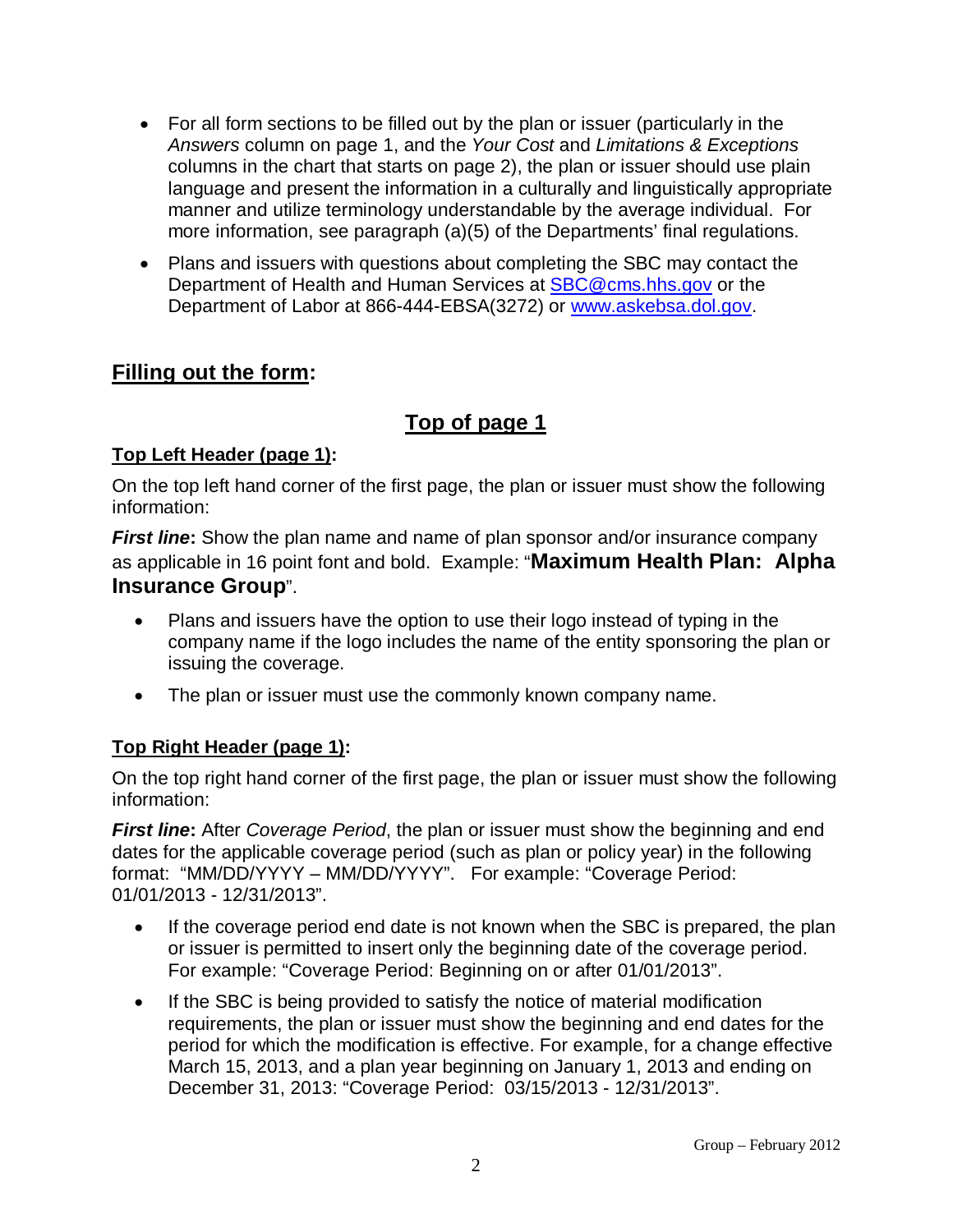- For all form sections to be filled out by the plan or issuer (particularly in the *Answers* column on page 1, and the *Your Cost* and *Limitations & Exceptions* columns in the chart that starts on page 2), the plan or issuer should use plain language and present the information in a culturally and linguistically appropriate manner and utilize terminology understandable by the average individual. For more information, see paragraph (a)(5) of the Departments' final regulations.
- Plans and issuers with questions about completing the SBC may contact the Department of Health and Human Services at [SBC@cms.hhs.gov](mailto:SBC@cms.hhs.gov) or the Department of Labor at 866-444-EBSA(3272) or [www.askebsa.dol.gov](http://www.askebsa.dol.gov).

## **Filling out the form:**

## **Top of page 1**

### **Top Left Header (page 1):**

On the top left hand corner of the first page, the plan or issuer must show the following information:

***First line*:** Show the plan name and name of plan sponsor and/or insurance company as applicable in 16 point font and bold. Example: "**Maximum Health Plan: Alpha Insurance Group**".

- Plans and issuers have the option to use their logo instead of typing in the company name if the logo includes the name of the entity sponsoring the plan or issuing the coverage.
- The plan or issuer must use the commonly known company name.

### **Top Right Header (page 1):**

On the top right hand corner of the first page, the plan or issuer must show the following information:

***First line*:** After *Coverage Period*, the plan or issuer must show the beginning and end dates for the applicable coverage period (such as plan or policy year) in the following format: "MM/DD/YYYY – MM/DD/YYYY". For example: "Coverage Period: 01/01/2013 - 12/31/2013".

- If the coverage period end date is not known when the SBC is prepared, the plan or issuer is permitted to insert only the beginning date of the coverage period. For example: "Coverage Period: Beginning on or after 01/01/2013".
- If the SBC is being provided to satisfy the notice of material modification requirements, the plan or issuer must show the beginning and end dates for the period for which the modification is effective. For example, for a change effective March 15, 2013, and a plan year beginning on January 1, 2013 and ending on December 31, 2013: "Coverage Period: 03/15/2013 - 12/31/2013".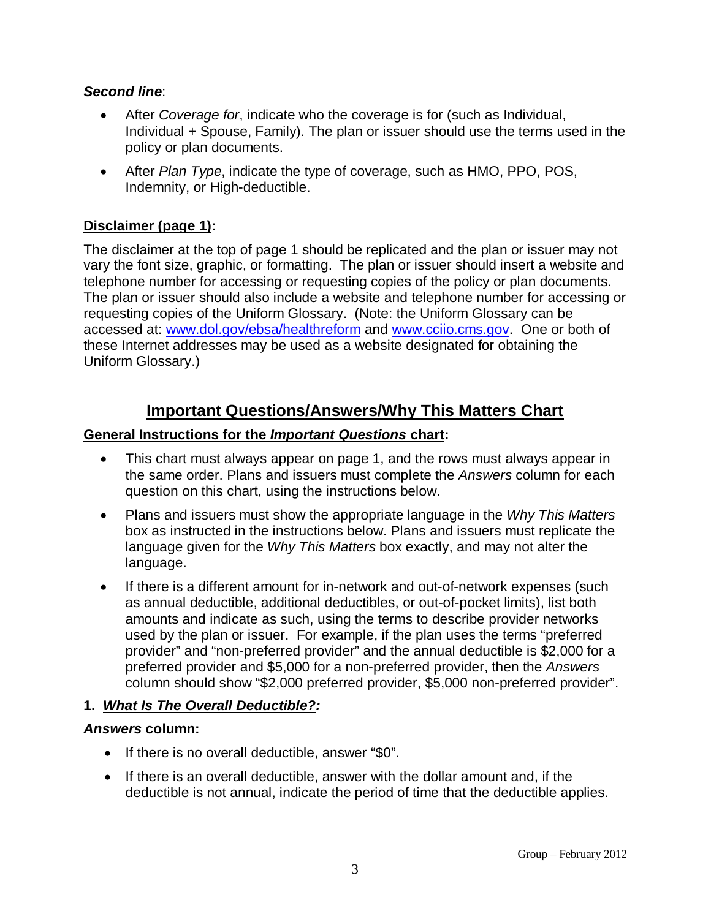***Second line***:

- After *Coverage for*, indicate who the coverage is for (such as Individual, Individual + Spouse, Family). The plan or issuer should use the terms used in the policy or plan documents.
- After *Plan Type*, indicate the type of coverage, such as HMO, PPO, POS, Indemnity, or High-deductible.

**Disclaimer (page 1):**

The disclaimer at the top of page 1 should be replicated and the plan or issuer may not vary the font size, graphic, or formatting. The plan or issuer should insert a website and telephone number for accessing or requesting copies of the policy or plan documents. The plan or issuer should also include a website and telephone number for accessing or requesting copies of the Uniform Glossary. (Note: the Uniform Glossary can be accessed at: www.dol.gov/ebsa/healthreform and www.cciio.cms.gov. One or both of these Internet addresses may be used as a website designated for obtaining the Uniform Glossary.)

## Important Questions/Answers/Why This Matters Chart

**General Instructions for the *Important Questions* chart:**

- This chart must always appear on page 1, and the rows must always appear in the same order. Plans and issuers must complete the *Answers* column for each question on this chart, using the instructions below.
- Plans and issuers must show the appropriate language in the *Why This Matters* box as instructed in the instructions below. Plans and issuers must replicate the language given for the *Why This Matters* box exactly, and may not alter the language.
- If there is a different amount for in-network and out-of-network expenses (such as annual deductible, additional deductibles, or out-of-pocket limits), list both amounts and indicate as such, using the terms to describe provider networks used by the plan or issuer. For example, if the plan uses the terms “preferred provider” and “non-preferred provider” and the annual deductible is $2,000 for a preferred provider and $5,000 for a non-preferred provider, then the *Answers* column should show “$2,000 preferred provider, $5,000 non-preferred provider”.

**1. *What Is The Overall Deductible?:***

***Answers* column:**

- If there is no overall deductible, answer “$0”.
- If there is an overall deductible, answer with the dollar amount and, if the deductible is not annual, indicate the period of time that the deductible applies.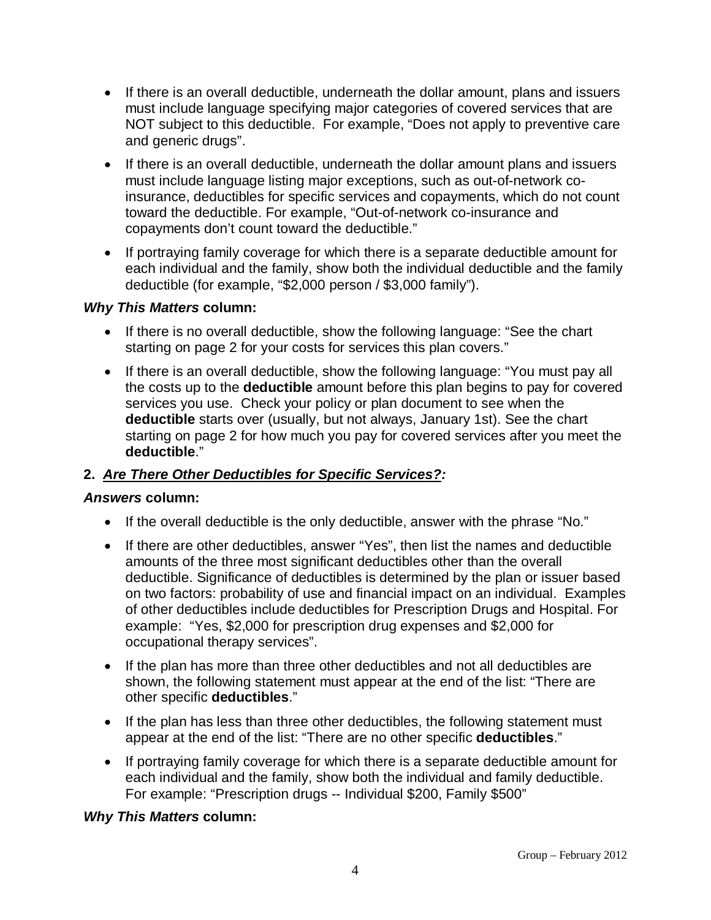- If there is an overall deductible, underneath the dollar amount, plans and issuers must include language specifying major categories of covered services that are NOT subject to this deductible. For example, "Does not apply to preventive care and generic drugs".
- If there is an overall deductible, underneath the dollar amount plans and issuers must include language listing major exceptions, such as out-of-network co-insurance, deductibles for specific services and copayments, which do not count toward the deductible. For example, "Out-of-network co-insurance and copayments don't count toward the deductible."
- If portraying family coverage for which there is a separate deductible amount for each individual and the family, show both the individual deductible and the family deductible (for example, "$2,000 person / $3,000 family").

***Why This Matters* column:**

- If there is no overall deductible, show the following language: "See the chart starting on page 2 for your costs for services this plan covers."
- If there is an overall deductible, show the following language: "You must pay all the costs up to the **deductible** amount before this plan begins to pay for covered services you use. Check your policy or plan document to see when the **deductible** starts over (usually, but not always, January 1st). See the chart starting on page 2 for how much you pay for covered services after you meet the **deductible**."

**2. *Are There Other Deductibles for Specific Services?:***

***Answers* column:**

- If the overall deductible is the only deductible, answer with the phrase "No."
- If there are other deductibles, answer "Yes", then list the names and deductible amounts of the three most significant deductibles other than the overall deductible. Significance of deductibles is determined by the plan or issuer based on two factors: probability of use and financial impact on an individual. Examples of other deductibles include deductibles for Prescription Drugs and Hospital. For example: "Yes, $2,000 for prescription drug expenses and $2,000 for occupational therapy services".
- If the plan has more than three other deductibles and not all deductibles are shown, the following statement must appear at the end of the list: "There are other specific **deductibles**."
- If the plan has less than three other deductibles, the following statement must appear at the end of the list: "There are no other specific **deductibles**."
- If portraying family coverage for which there is a separate deductible amount for each individual and the family, show both the individual and family deductible. For example: "Prescription drugs -- Individual $200, Family $500"

***Why This Matters* column:**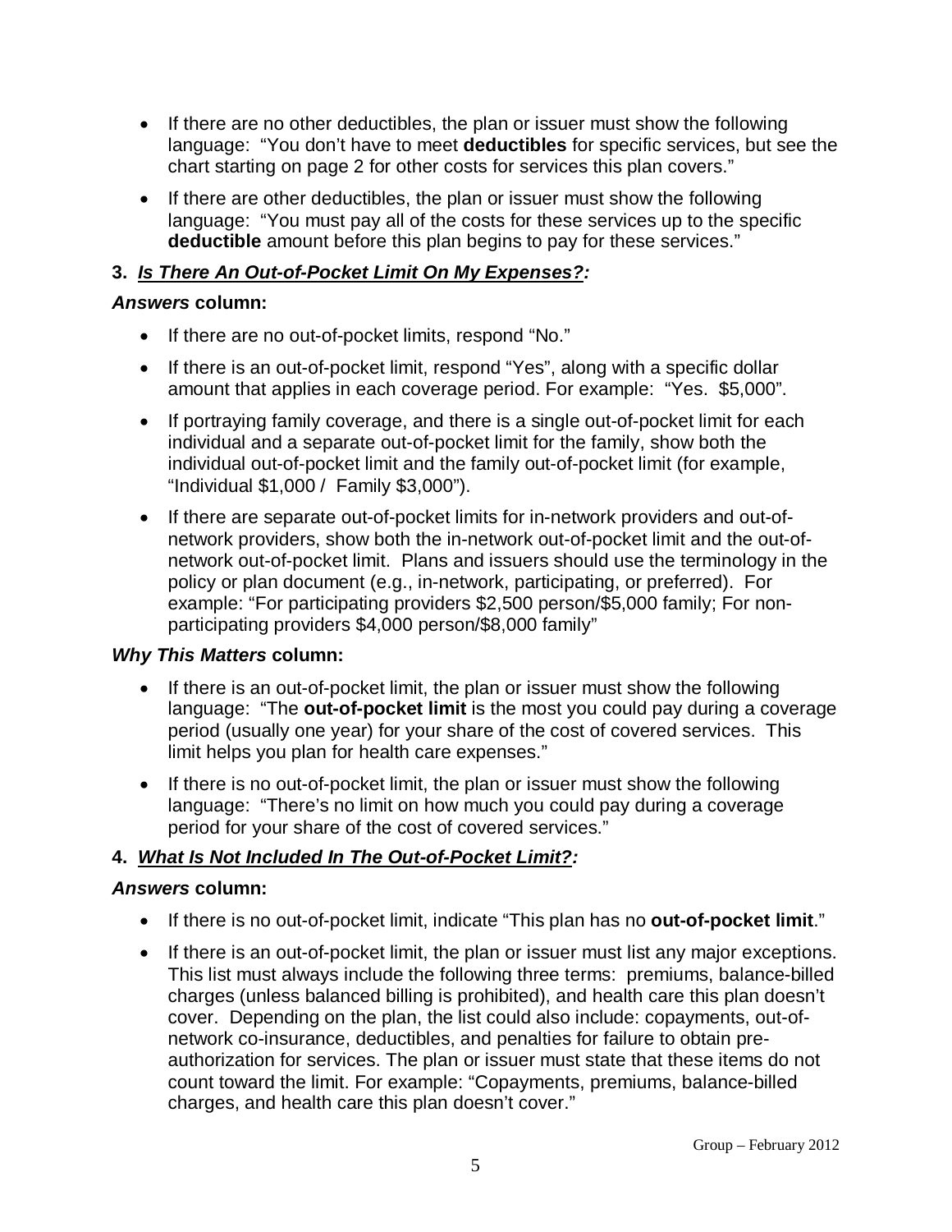- If there are no other deductibles, the plan or issuer must show the following language: "You don't have to meet **deductibles** for specific services, but see the chart starting on page 2 for other costs for services this plan covers."
- If there are other deductibles, the plan or issuer must show the following language: "You must pay all of the costs for these services up to the specific **deductible** amount before this plan begins to pay for these services."

**3. *Is There An Out-of-Pocket Limit On My Expenses?:***

***Answers* column:**

- If there are no out-of-pocket limits, respond "No."
- If there is an out-of-pocket limit, respond "Yes", along with a specific dollar amount that applies in each coverage period. For example: "Yes. $5,000".
- If portraying family coverage, and there is a single out-of-pocket limit for each individual and a separate out-of-pocket limit for the family, show both the individual out-of-pocket limit and the family out-of-pocket limit (for example, "Individual $1,000 / Family $3,000").
- If there are separate out-of-pocket limits for in-network providers and out-of-network providers, show both the in-network out-of-pocket limit and the out-of-network out-of-pocket limit. Plans and issuers should use the terminology in the policy or plan document (e.g., in-network, participating, or preferred). For example: "For participating providers $2,500 person/$5,000 family; For non-participating providers $4,000 person/$8,000 family"

***Why This Matters* column:**

- If there is an out-of-pocket limit, the plan or issuer must show the following language: "The **out-of-pocket limit** is the most you could pay during a coverage period (usually one year) for your share of the cost of covered services. This limit helps you plan for health care expenses."
- If there is no out-of-pocket limit, the plan or issuer must show the following language: "There's no limit on how much you could pay during a coverage period for your share of the cost of covered services."

**4. *What Is Not Included In The Out-of-Pocket Limit?:***

***Answers* column:**

- If there is no out-of-pocket limit, indicate "This plan has no **out-of-pocket limit**."
- If there is an out-of-pocket limit, the plan or issuer must list any major exceptions. This list must always include the following three terms: premiums, balance-billed charges (unless balanced billing is prohibited), and health care this plan doesn't cover. Depending on the plan, the list could also include: copayments, out-of-network co-insurance, deductibles, and penalties for failure to obtain pre-authorization for services. The plan or issuer must state that these items do not count toward the limit. For example: "Copayments, premiums, balance-billed charges, and health care this plan doesn't cover."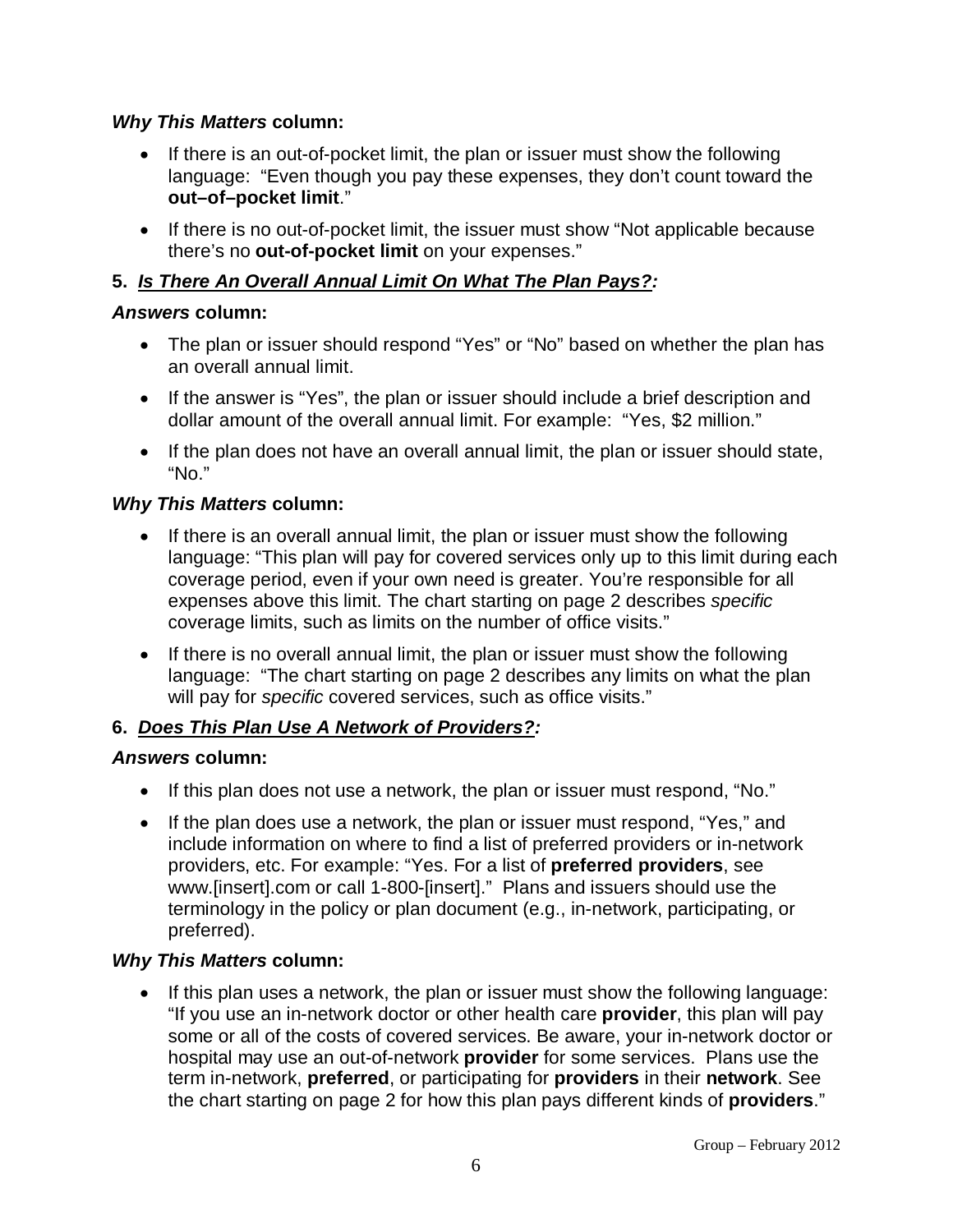***Why This Matters* column:**

- If there is an out-of-pocket limit, the plan or issuer must show the following language: "Even though you pay these expenses, they don't count toward the **out–of–pocket limit**."
- If there is no out-of-pocket limit, the issuer must show "Not applicable because there's no **out-of-pocket limit** on your expenses."

**5. *Is There An Overall Annual Limit On What The Plan Pays?:***

***Answers* column:**

- The plan or issuer should respond "Yes" or "No" based on whether the plan has an overall annual limit.
- If the answer is "Yes", the plan or issuer should include a brief description and dollar amount of the overall annual limit. For example: "Yes, $2 million."
- If the plan does not have an overall annual limit, the plan or issuer should state, "No."

***Why This Matters* column:**

- If there is an overall annual limit, the plan or issuer must show the following language: "This plan will pay for covered services only up to this limit during each coverage period, even if your own need is greater. You're responsible for all expenses above this limit. The chart starting on page 2 describes *specific* coverage limits, such as limits on the number of office visits."
- If there is no overall annual limit, the plan or issuer must show the following language: "The chart starting on page 2 describes any limits on what the plan will pay for *specific* covered services, such as office visits."

**6. *Does This Plan Use A Network of Providers?:***

***Answers* column:**

- If this plan does not use a network, the plan or issuer must respond, "No."
- If the plan does use a network, the plan or issuer must respond, "Yes," and include information on where to find a list of preferred providers or in-network providers, etc. For example: "Yes. For a list of **preferred providers**, see www.[insert].com or call 1-800-[insert]." Plans and issuers should use the terminology in the policy or plan document (e.g., in-network, participating, or preferred).

***Why This Matters* column:**

- If this plan uses a network, the plan or issuer must show the following language: "If you use an in-network doctor or other health care **provider**, this plan will pay some or all of the costs of covered services. Be aware, your in-network doctor or hospital may use an out-of-network **provider** for some services. Plans use the term in-network, **preferred**, or participating for **providers** in their **network**. See the chart starting on page 2 for how this plan pays different kinds of **providers**."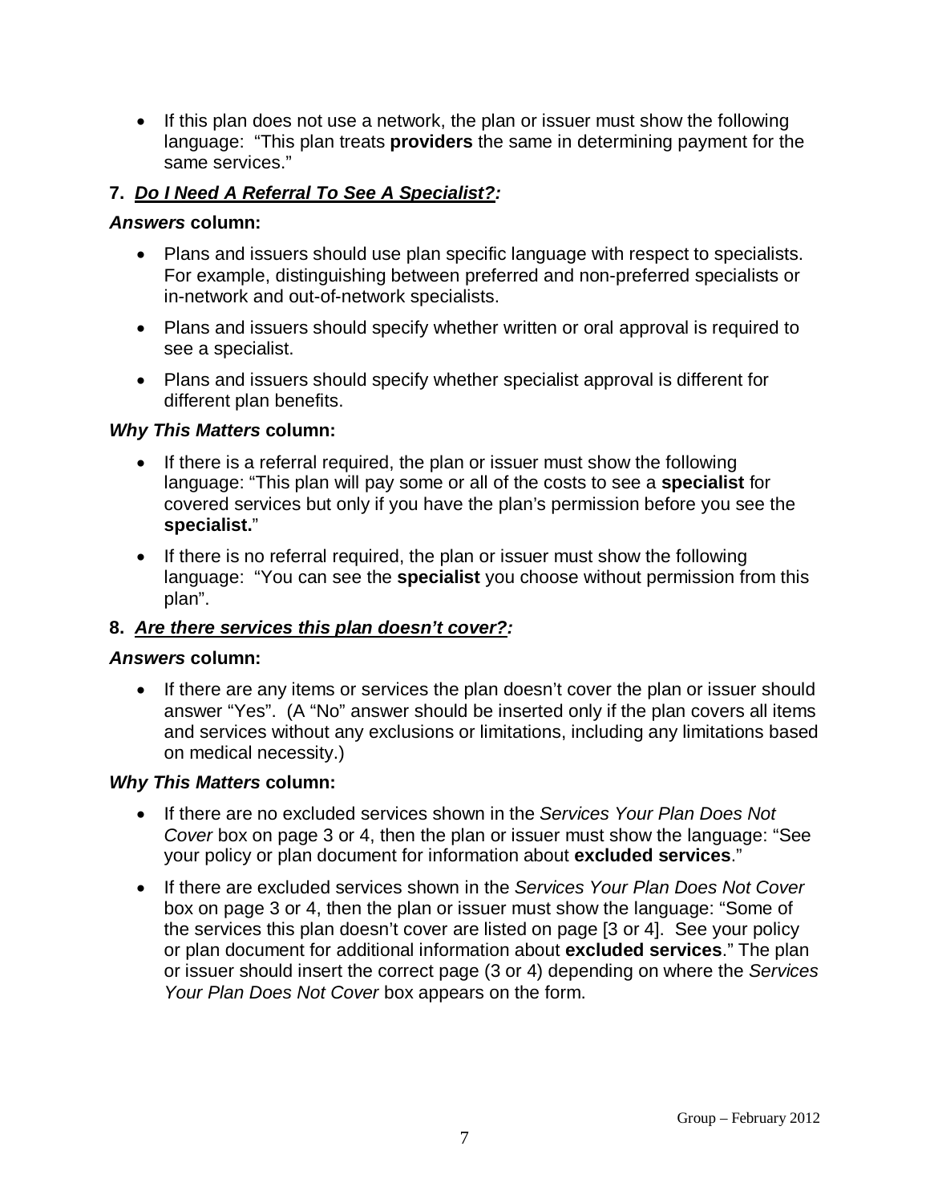- If this plan does not use a network, the plan or issuer must show the following language: "This plan treats **providers** the same in determining payment for the same services."

**7. *Do I Need A Referral To See A Specialist?:***

***Answers* column:**

- Plans and issuers should use plan specific language with respect to specialists. For example, distinguishing between preferred and non-preferred specialists or in-network and out-of-network specialists.
- Plans and issuers should specify whether written or oral approval is required to see a specialist.
- Plans and issuers should specify whether specialist approval is different for different plan benefits.

***Why This Matters* column:**

- If there is a referral required, the plan or issuer must show the following language: "This plan will pay some or all of the costs to see a **specialist** for covered services but only if you have the plan's permission before you see the **specialist.**"
- If there is no referral required, the plan or issuer must show the following language: "You can see the **specialist** you choose without permission from this plan".

**8. *Are there services this plan doesn't cover?:***

***Answers* column:**

- If there are any items or services the plan doesn't cover the plan or issuer should answer "Yes". (A "No" answer should be inserted only if the plan covers all items and services without any exclusions or limitations, including any limitations based on medical necessity.)

***Why This Matters* column:**

- If there are no excluded services shown in the *Services Your Plan Does Not Cover* box on page 3 or 4, then the plan or issuer must show the language: "See your policy or plan document for information about **excluded services**."
- If there are excluded services shown in the *Services Your Plan Does Not Cover* box on page 3 or 4, then the plan or issuer must show the language: "Some of the services this plan doesn't cover are listed on page [3 or 4]. See your policy or plan document for additional information about **excluded services**." The plan or issuer should insert the correct page (3 or 4) depending on where the *Services Your Plan Does Not Cover* box appears on the form.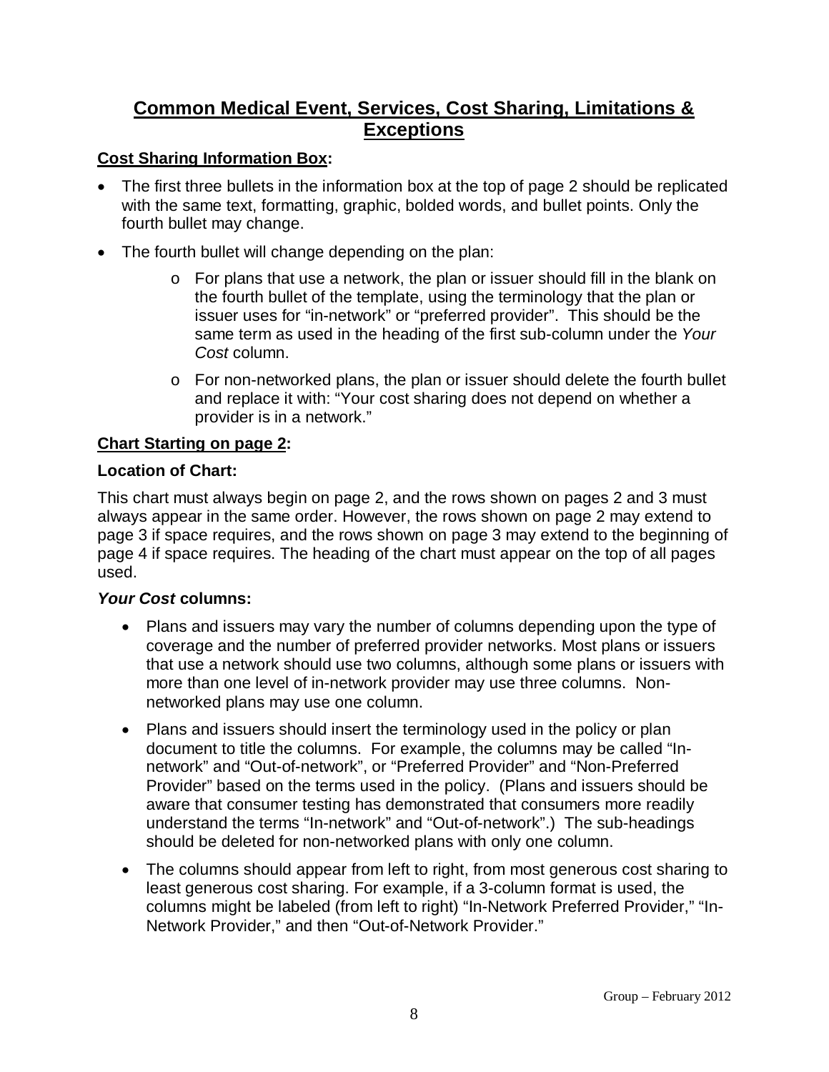# Common Medical Event, Services, Cost Sharing, Limitations & Exceptions

**Cost Sharing Information Box:**

- The first three bullets in the information box at the top of page 2 should be replicated with the same text, formatting, graphic, bolded words, and bullet points. Only the fourth bullet may change.
- The fourth bullet will change depending on the plan:
  - For plans that use a network, the plan or issuer should fill in the blank on the fourth bullet of the template, using the terminology that the plan or issuer uses for "in-network" or "preferred provider". This should be the same term as used in the heading of the first sub-column under the *Your Cost* column.
  - For non-networked plans, the plan or issuer should delete the fourth bullet and replace it with: "Your cost sharing does not depend on whether a provider is in a network."

**Chart Starting on page 2:**

**Location of Chart:**

This chart must always begin on page 2, and the rows shown on pages 2 and 3 must always appear in the same order. However, the rows shown on page 2 may extend to page 3 if space requires, and the rows shown on page 3 may extend to the beginning of page 4 if space requires. The heading of the chart must appear on the top of all pages used.

***Your Cost* columns:**

- Plans and issuers may vary the number of columns depending upon the type of coverage and the number of preferred provider networks. Most plans or issuers that use a network should use two columns, although some plans or issuers with more than one level of in-network provider may use three columns. Non-networked plans may use one column.
- Plans and issuers should insert the terminology used in the policy or plan document to title the columns. For example, the columns may be called "In-network" and "Out-of-network", or "Preferred Provider" and "Non-Preferred Provider" based on the terms used in the policy. (Plans and issuers should be aware that consumer testing has demonstrated that consumers more readily understand the terms "In-network" and "Out-of-network".) The sub-headings should be deleted for non-networked plans with only one column.
- The columns should appear from left to right, from most generous cost sharing to least generous cost sharing. For example, if a 3-column format is used, the columns might be labeled (from left to right) "In-Network Preferred Provider," "In-Network Provider," and then "Out-of-Network Provider."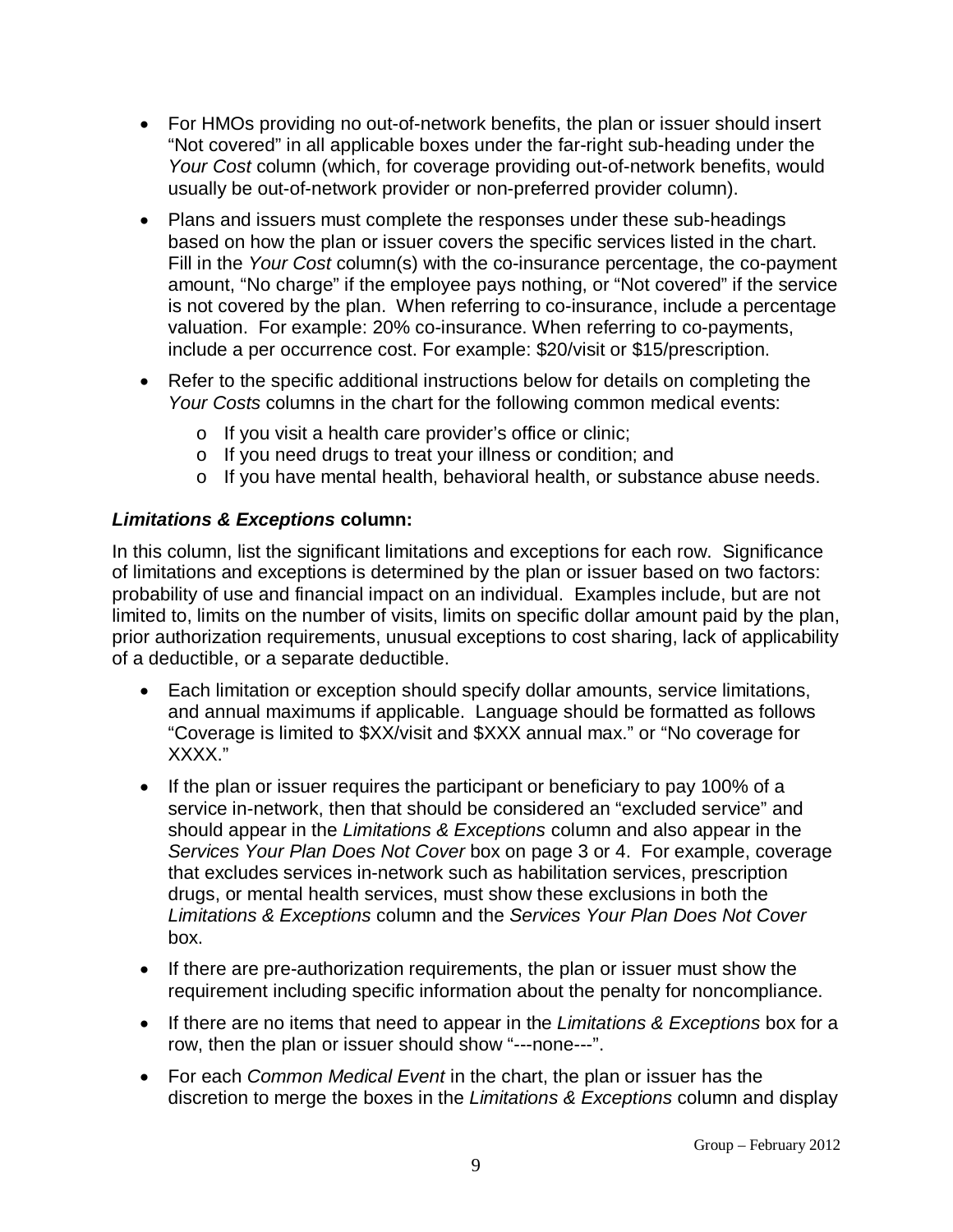- For HMOs providing no out-of-network benefits, the plan or issuer should insert "Not covered" in all applicable boxes under the far-right sub-heading under the *Your Cost* column (which, for coverage providing out-of-network benefits, would usually be out-of-network provider or non-preferred provider column).
- Plans and issuers must complete the responses under these sub-headings based on how the plan or issuer covers the specific services listed in the chart. Fill in the *Your Cost* column(s) with the co-insurance percentage, the co-payment amount, "No charge" if the employee pays nothing, or "Not covered" if the service is not covered by the plan. When referring to co-insurance, include a percentage valuation. For example: 20% co-insurance. When referring to co-payments, include a per occurrence cost. For example: $20/visit or $15/prescription.
- Refer to the specific additional instructions below for details on completing the *Your Costs* columns in the chart for the following common medical events:
    - If you visit a health care provider's office or clinic;
    - If you need drugs to treat your illness or condition; and
    - If you have mental health, behavioral health, or substance abuse needs.

### *Limitations & Exceptions* column:

In this column, list the significant limitations and exceptions for each row. Significance of limitations and exceptions is determined by the plan or issuer based on two factors: probability of use and financial impact on an individual. Examples include, but are not limited to, limits on the number of visits, limits on specific dollar amount paid by the plan, prior authorization requirements, unusual exceptions to cost sharing, lack of applicability of a deductible, or a separate deductible.

- Each limitation or exception should specify dollar amounts, service limitations, and annual maximums if applicable. Language should be formatted as follows "Coverage is limited to $XX/visit and $XXX annual max." or "No coverage for XXXX."
- If the plan or issuer requires the participant or beneficiary to pay 100% of a service in-network, then that should be considered an "excluded service" and should appear in the *Limitations & Exceptions* column and also appear in the *Services Your Plan Does Not Cover* box on page 3 or 4. For example, coverage that excludes services in-network such as habilitation services, prescription drugs, or mental health services, must show these exclusions in both the *Limitations & Exceptions* column and the *Services Your Plan Does Not Cover* box.
- If there are pre-authorization requirements, the plan or issuer must show the requirement including specific information about the penalty for noncompliance.
- If there are no items that need to appear in the *Limitations & Exceptions* box for a row, then the plan or issuer should show "---none---".
- For each *Common Medical Event* in the chart, the plan or issuer has the discretion to merge the boxes in the *Limitations & Exceptions* column and display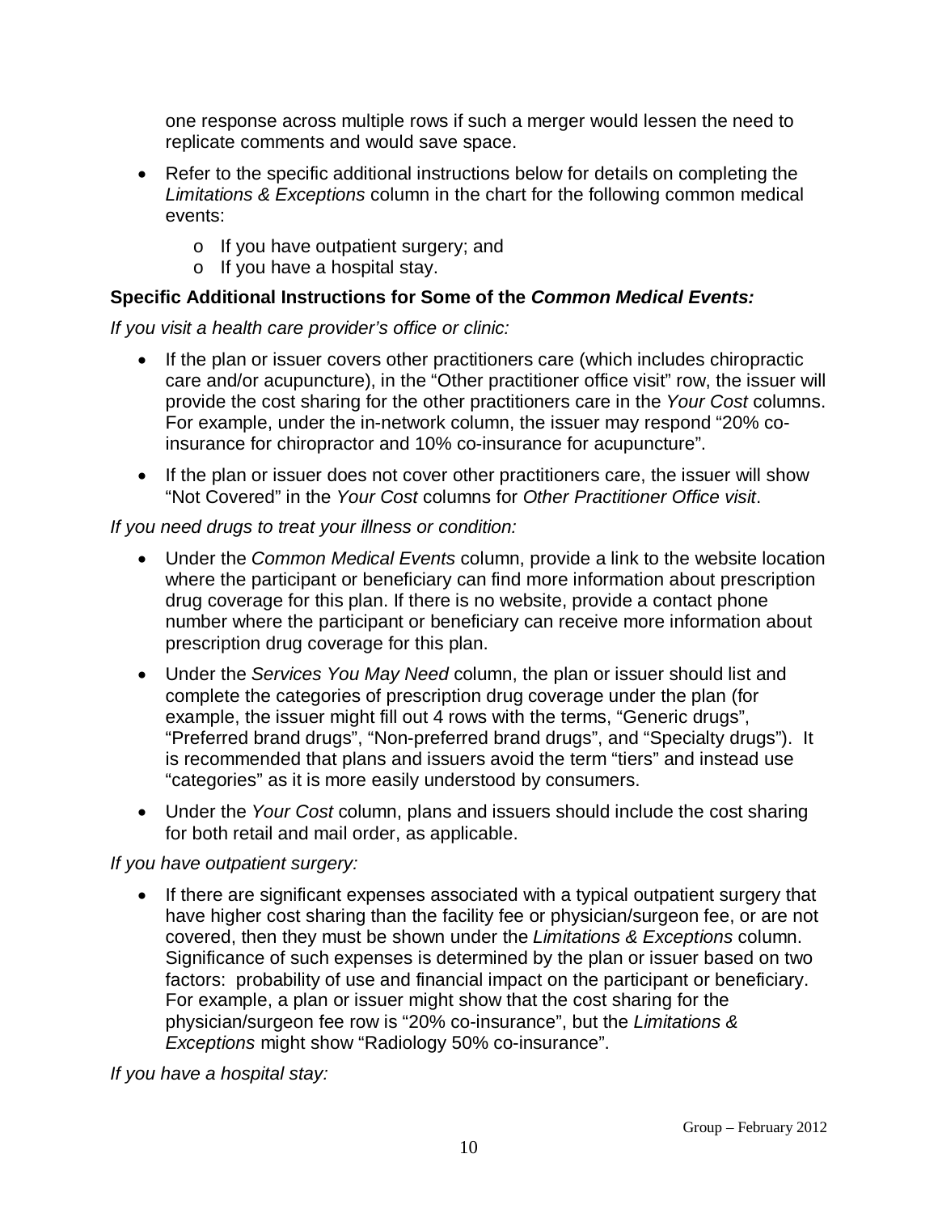one response across multiple rows if such a merger would lessen the need to replicate comments and would save space.

- Refer to the specific additional instructions below for details on completing the *Limitations & Exceptions* column in the chart for the following common medical events:
  - If you have outpatient surgery; and
  - If you have a hospital stay.

**Specific Additional Instructions for Some of the *Common Medical Events:***

*If you visit a health care provider's office or clinic:*

- If the plan or issuer covers other practitioners care (which includes chiropractic care and/or acupuncture), in the "Other practitioner office visit" row, the issuer will provide the cost sharing for the other practitioners care in the *Your Cost* columns. For example, under the in-network column, the issuer may respond "20% co-insurance for chiropractor and 10% co-insurance for acupuncture".
- If the plan or issuer does not cover other practitioners care, the issuer will show "Not Covered" in the *Your Cost* columns for *Other Practitioner Office visit*.

*If you need drugs to treat your illness or condition:*

- Under the *Common Medical Events* column, provide a link to the website location where the participant or beneficiary can find more information about prescription drug coverage for this plan. If there is no website, provide a contact phone number where the participant or beneficiary can receive more information about prescription drug coverage for this plan.
- Under the *Services You May Need* column, the plan or issuer should list and complete the categories of prescription drug coverage under the plan (for example, the issuer might fill out 4 rows with the terms, "Generic drugs", "Preferred brand drugs", "Non-preferred brand drugs", and "Specialty drugs"). It is recommended that plans and issuers avoid the term "tiers" and instead use "categories" as it is more easily understood by consumers.
- Under the *Your Cost* column, plans and issuers should include the cost sharing for both retail and mail order, as applicable.

*If you have outpatient surgery:*

- If there are significant expenses associated with a typical outpatient surgery that have higher cost sharing than the facility fee or physician/surgeon fee, or are not covered, then they must be shown under the *Limitations & Exceptions* column. Significance of such expenses is determined by the plan or issuer based on two factors: probability of use and financial impact on the participant or beneficiary. For example, a plan or issuer might show that the cost sharing for the physician/surgeon fee row is "20% co-insurance", but the *Limitations & Exceptions* might show "Radiology 50% co-insurance".

*If you have a hospital stay:*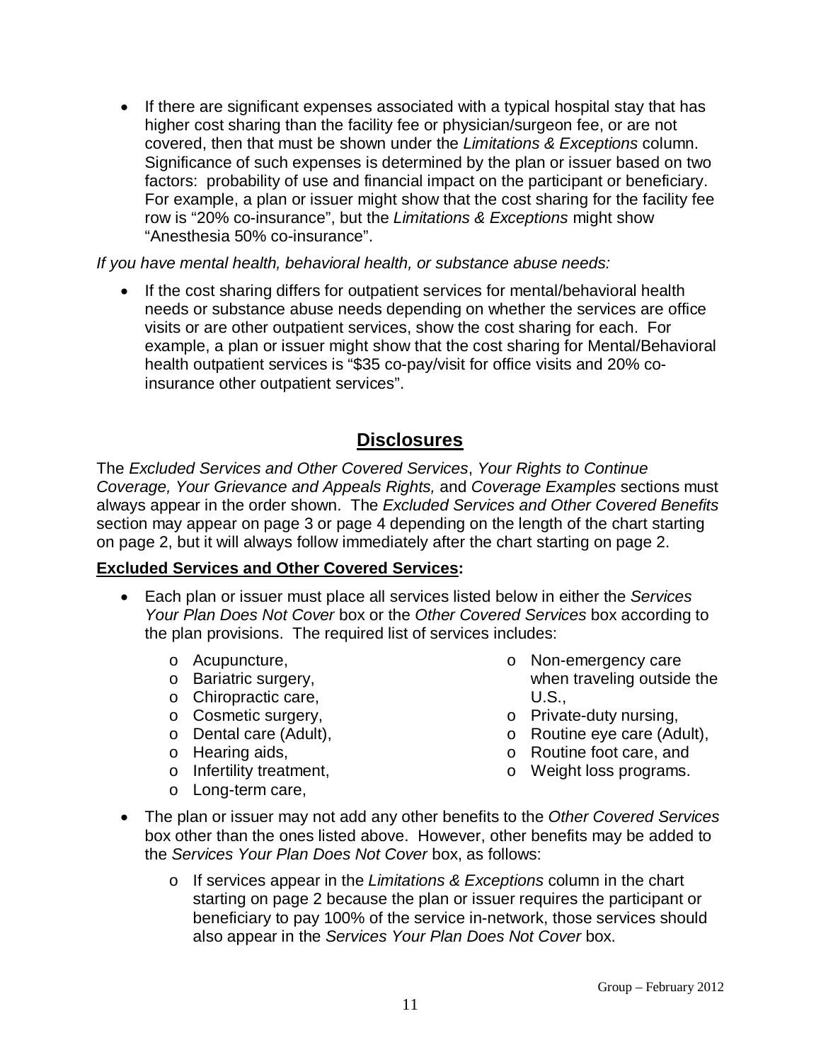- If there are significant expenses associated with a typical hospital stay that has higher cost sharing than the facility fee or physician/surgeon fee, or are not covered, then that must be shown under the *Limitations & Exceptions* column. Significance of such expenses is determined by the plan or issuer based on two factors: probability of use and financial impact on the participant or beneficiary. For example, a plan or issuer might show that the cost sharing for the facility fee row is "20% co-insurance", but the *Limitations & Exceptions* might show "Anesthesia 50% co-insurance".

*If you have mental health, behavioral health, or substance abuse needs:*

- If the cost sharing differs for outpatient services for mental/behavioral health needs or substance abuse needs depending on whether the services are office visits or are other outpatient services, show the cost sharing for each. For example, a plan or issuer might show that the cost sharing for Mental/Behavioral health outpatient services is "$35 co-pay/visit for office visits and 20% co-insurance other outpatient services".

## Disclosures

The *Excluded Services and Other Covered Services*, *Your Rights to Continue Coverage, Your Grievance and Appeals Rights,* and *Coverage Examples* sections must always appear in the order shown. The *Excluded Services and Other Covered Benefits* section may appear on page 3 or page 4 depending on the length of the chart starting on page 2, but it will always follow immediately after the chart starting on page 2.

**Excluded Services and Other Covered Services:**

- Each plan or issuer must place all services listed below in either the *Services Your Plan Does Not Cover* box or the *Other Covered Services* box according to the plan provisions. The required list of services includes:
    - Acupuncture,
    - Bariatric surgery,
    - Chiropractic care,
    - Cosmetic surgery,
    - Dental care (Adult),
    - Hearing aids,
    - Infertility treatment,
    - Long-term care,
    - Non-emergency care when traveling outside the U.S.,
    - Private-duty nursing,
    - Routine eye care (Adult),
    - Routine foot care, and
    - Weight loss programs.
- The plan or issuer may not add any other benefits to the *Other Covered Services* box other than the ones listed above. However, other benefits may be added to the *Services Your Plan Does Not Cover* box, as follows:
    - If services appear in the *Limitations & Exceptions* column in the chart starting on page 2 because the plan or issuer requires the participant or beneficiary to pay 100% of the service in-network, those services should also appear in the *Services Your Plan Does Not Cover* box.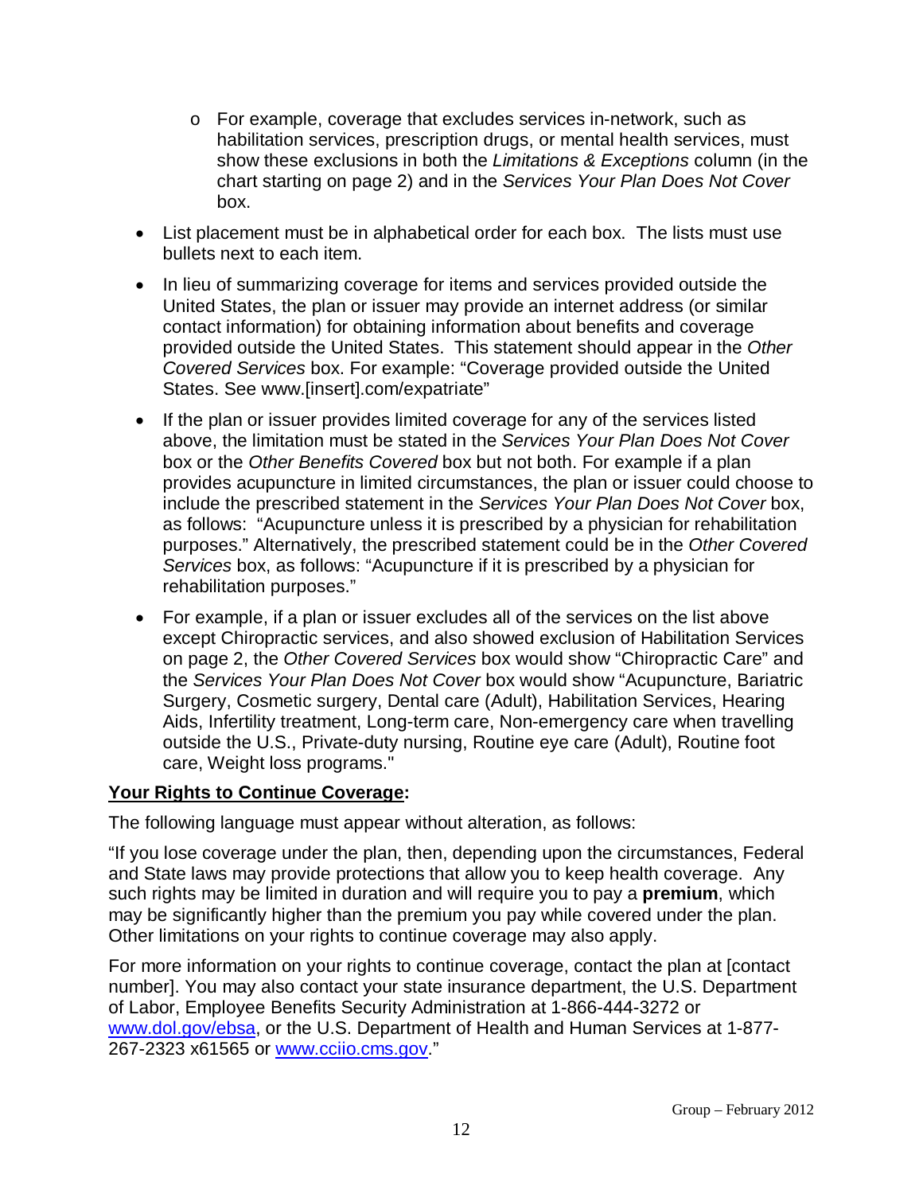- For example, coverage that excludes services in-network, such as habilitation services, prescription drugs, or mental health services, must show these exclusions in both the *Limitations & Exceptions* column (in the chart starting on page 2) and in the *Services Your Plan Does Not Cover* box.

- List placement must be in alphabetical order for each box. The lists must use bullets next to each item.
- In lieu of summarizing coverage for items and services provided outside the United States, the plan or issuer may provide an internet address (or similar contact information) for obtaining information about benefits and coverage provided outside the United States. This statement should appear in the *Other Covered Services* box. For example: "Coverage provided outside the United States. See www.[insert].com/expatriate"
- If the plan or issuer provides limited coverage for any of the services listed above, the limitation must be stated in the *Services Your Plan Does Not Cover* box or the *Other Benefits Covered* box but not both. For example if a plan provides acupuncture in limited circumstances, the plan or issuer could choose to include the prescribed statement in the *Services Your Plan Does Not Cover* box, as follows: "Acupuncture unless it is prescribed by a physician for rehabilitation purposes." Alternatively, the prescribed statement could be in the *Other Covered Services* box, as follows: "Acupuncture if it is prescribed by a physician for rehabilitation purposes."
- For example, if a plan or issuer excludes all of the services on the list above except Chiropractic services, and also showed exclusion of Habilitation Services on page 2, the *Other Covered Services* box would show "Chiropractic Care" and the *Services Your Plan Does Not Cover* box would show "Acupuncture, Bariatric Surgery, Cosmetic surgery, Dental care (Adult), Habilitation Services, Hearing Aids, Infertility treatment, Long-term care, Non-emergency care when travelling outside the U.S., Private-duty nursing, Routine eye care (Adult), Routine foot care, Weight loss programs."

**Your Rights to Continue Coverage:**

The following language must appear without alteration, as follows:

"If you lose coverage under the plan, then, depending upon the circumstances, Federal and State laws may provide protections that allow you to keep health coverage. Any such rights may be limited in duration and will require you to pay a **premium**, which may be significantly higher than the premium you pay while covered under the plan. Other limitations on your rights to continue coverage may also apply.

For more information on your rights to continue coverage, contact the plan at [contact number]. You may also contact your state insurance department, the U.S. Department of Labor, Employee Benefits Security Administration at 1-866-444-3272 or www.dol.gov/ebsa, or the U.S. Department of Health and Human Services at 1-877-267-2323 x61565 or www.cciio.cms.gov."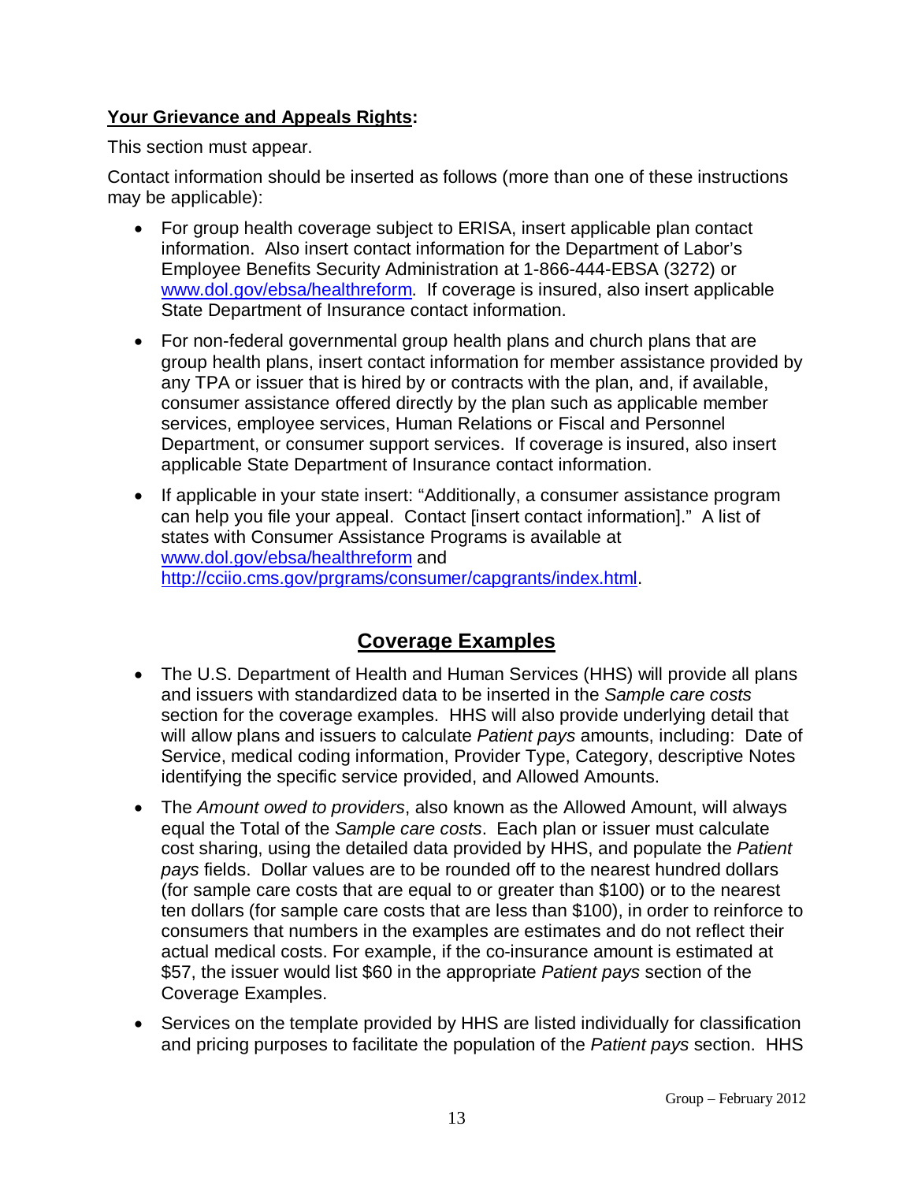**<u>Your Grievance and Appeals Rights</u>:**

This section must appear.

Contact information should be inserted as follows (more than one of these instructions may be applicable):

- For group health coverage subject to ERISA, insert applicable plan contact information. Also insert contact information for the Department of Labor's Employee Benefits Security Administration at 1-866-444-EBSA (3272) or www.dol.gov/ebsa/healthreform. If coverage is insured, also insert applicable State Department of Insurance contact information.
- For non-federal governmental group health plans and church plans that are group health plans, insert contact information for member assistance provided by any TPA or issuer that is hired by or contracts with the plan, and, if available, consumer assistance offered directly by the plan such as applicable member services, employee services, Human Relations or Fiscal and Personnel Department, or consumer support services. If coverage is insured, also insert applicable State Department of Insurance contact information.
- If applicable in your state insert: "Additionally, a consumer assistance program can help you file your appeal. Contact [insert contact information]." A list of states with Consumer Assistance Programs is available at www.dol.gov/ebsa/healthreform and http://cciio.cms.gov/prgrams/consumer/capgrants/index.html.

## Coverage Examples

- The U.S. Department of Health and Human Services (HHS) will provide all plans and issuers with standardized data to be inserted in the *Sample care costs* section for the coverage examples. HHS will also provide underlying detail that will allow plans and issuers to calculate *Patient pays* amounts, including: Date of Service, medical coding information, Provider Type, Category, descriptive Notes identifying the specific service provided, and Allowed Amounts.
- The *Amount owed to providers*, also known as the Allowed Amount, will always equal the Total of the *Sample care costs*. Each plan or issuer must calculate cost sharing, using the detailed data provided by HHS, and populate the *Patient pays* fields. Dollar values are to be rounded off to the nearest hundred dollars (for sample care costs that are equal to or greater than $100) or to the nearest ten dollars (for sample care costs that are less than $100), in order to reinforce to consumers that numbers in the examples are estimates and do not reflect their actual medical costs. For example, if the co-insurance amount is estimated at $57, the issuer would list $60 in the appropriate *Patient pays* section of the Coverage Examples.
- Services on the template provided by HHS are listed individually for classification and pricing purposes to facilitate the population of the *Patient pays* section. HHS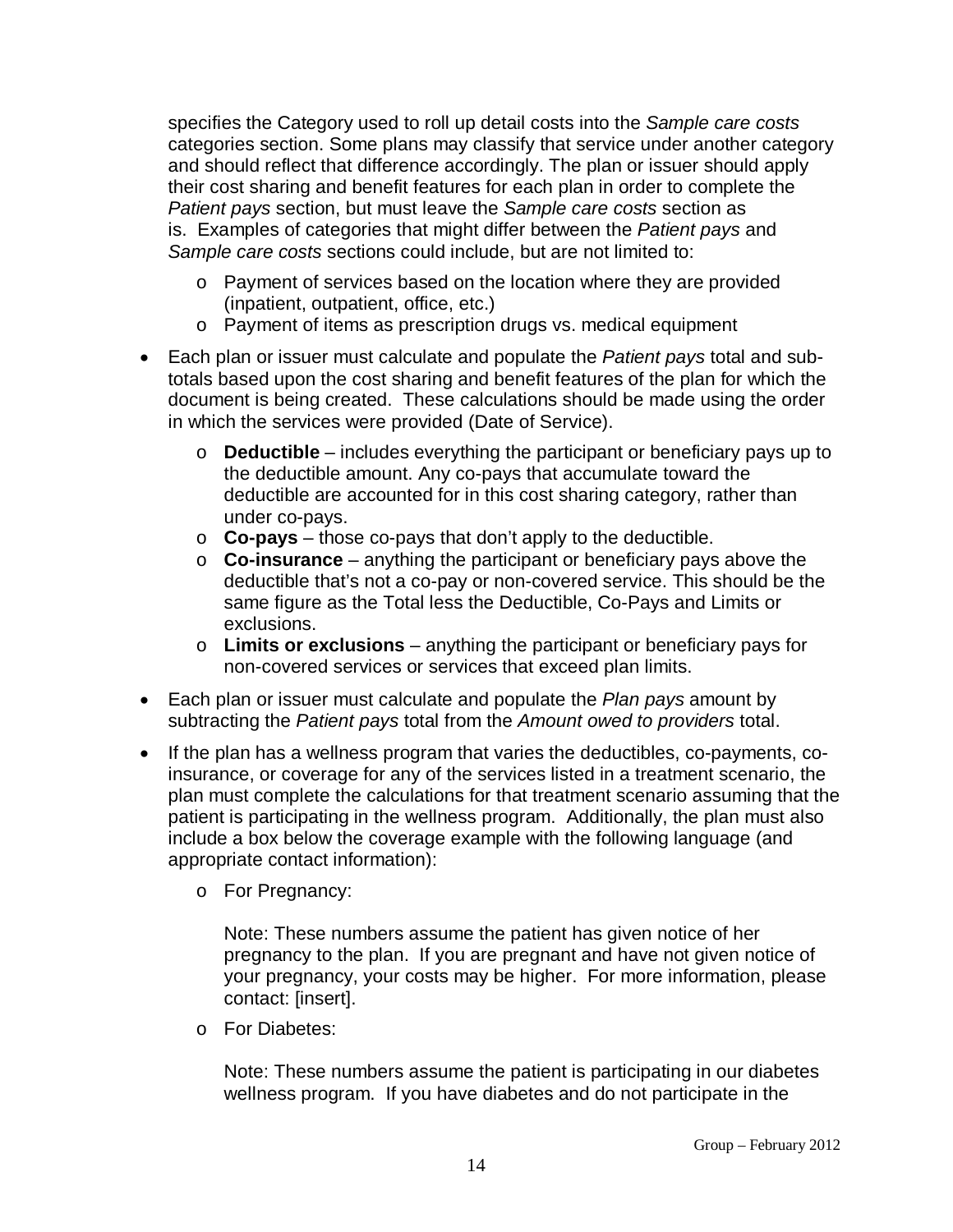specifies the Category used to roll up detail costs into the *Sample care costs* categories section. Some plans may classify that service under another category and should reflect that difference accordingly. The plan or issuer should apply their cost sharing and benefit features for each plan in order to complete the *Patient pays* section, but must leave the *Sample care costs* section as is. Examples of categories that might differ between the *Patient pays* and *Sample care costs* sections could include, but are not limited to:

  - Payment of services based on the location where they are provided (inpatient, outpatient, office, etc.)
  - Payment of items as prescription drugs vs. medical equipment

- Each plan or issuer must calculate and populate the *Patient pays* total and sub-totals based upon the cost sharing and benefit features of the plan for which the document is being created. These calculations should be made using the order in which the services were provided (Date of Service).
  - **Deductible** – includes everything the participant or beneficiary pays up to the deductible amount. Any co-pays that accumulate toward the deductible are accounted for in this cost sharing category, rather than under co-pays.
  - **Co-pays** – those co-pays that don't apply to the deductible.
  - **Co-insurance** – anything the participant or beneficiary pays above the deductible that's not a co-pay or non-covered service. This should be the same figure as the Total less the Deductible, Co-Pays and Limits or exclusions.
  - **Limits or exclusions** – anything the participant or beneficiary pays for non-covered services or services that exceed plan limits.
- Each plan or issuer must calculate and populate the *Plan pays* amount by subtracting the *Patient pays* total from the *Amount owed to providers* total.
- If the plan has a wellness program that varies the deductibles, co-payments, co-insurance, or coverage for any of the services listed in a treatment scenario, the plan must complete the calculations for that treatment scenario assuming that the patient is participating in the wellness program. Additionally, the plan must also include a box below the coverage example with the following language (and appropriate contact information):
  - For Pregnancy:

    Note: These numbers assume the patient has given notice of her pregnancy to the plan. If you are pregnant and have not given notice of your pregnancy, your costs may be higher. For more information, please contact: [insert].

  - For Diabetes:

    Note: These numbers assume the patient is participating in our diabetes wellness program. If you have diabetes and do not participate in the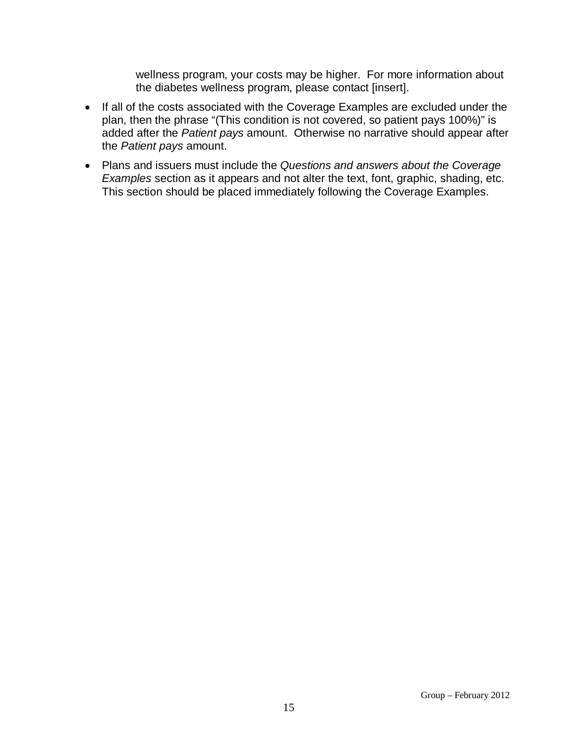wellness program, your costs may be higher. For more information about the diabetes wellness program, please contact [insert].

- If all of the costs associated with the Coverage Examples are excluded under the plan, then the phrase "(This condition is not covered, so patient pays 100%)" is added after the *Patient pays* amount. Otherwise no narrative should appear after the *Patient pays* amount.
- Plans and issuers must include the *Questions and answers about the Coverage Examples* section as it appears and not alter the text, font, graphic, shading, etc. This section should be placed immediately following the Coverage Examples.